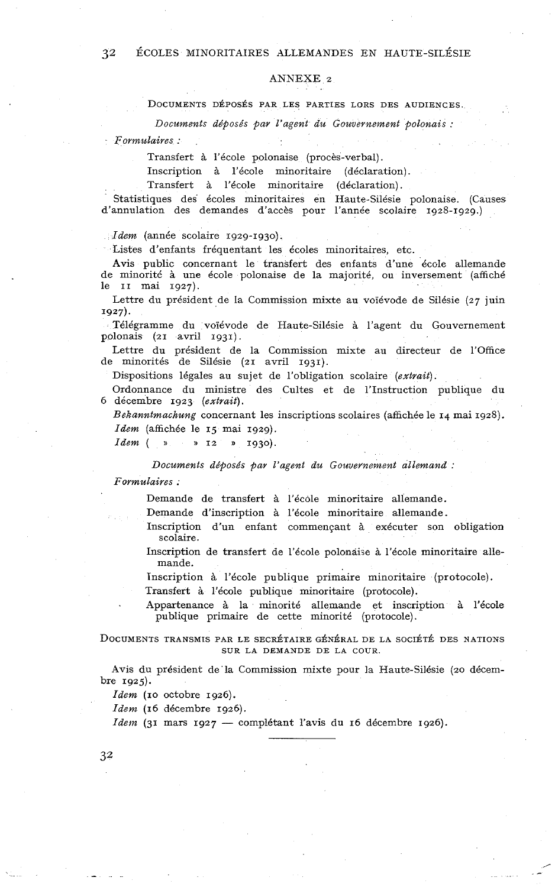## ANNEXE 2

DOCUMENTS DÉPOSÉS PAR LES PARTIES LORS DES AUDIENCES.

*Documents déposés par l'agent du Gouvernement polonais :*

*Formulaires :*

- Transfert à l'école polonaise (procès-verbal).
- Inscription à l'école minoritaire (déclaration).
- Transfert à l'école minoritaire (déclaration).

Statistiques des écoles minoritaires en Haute-Silésie polonaise. (Causes d'annulation des demandes d'accès pour l'année scolaire 1928-1929.)

*Idem* (année scolaire 1929-1930).

Listes d'enfants fréquentant les écoles minoritaires, etc.

Avis public concernant le transfert des enfants d'une école allemande de minorité à une école polonaise de la majorité, ou inversement (affiché le 11 mai 1927).

Lettre du président de la Commission mixte au voïévode de Silésie (27 juin 1927).

Télégramme du voïévode de Haute-Silésie à l'agent du Gouvernement polonais (21 avril 1931).

Lettre du président de la Commission mixte au directeur de l'Office de minorités de Silésie (21 avril 1931).

Dispositions légales au sujet de l'obligation scolaire (*extrait*).

Ordonnance du ministre des Cultes et de l'Instruction publique du 6 décembre 1923 (*extrait*).

*Bekanntmachung* concernant les inscriptions scolaires (affichée le 14 mai 1928).

*Idem* (affichée le 15 mai 1929).

*Idem* ( » » 12 » 1930).

*Documents déposés par l'agent du Gouvernement allemand :*

*Formulaires :*

- Demande de transfert à l'école minoritaire allemande.
- Demande d'inscription à l'école minoritaire allemande.
- Inscription d'un enfant commençant à exécuter son obligation scolaire.
- Inscription de transfert de l'école polonaise à l'école minoritaire allemande.
- Inscription à l'école publique primaire minoritaire (protocole).
- Transfert à l'école publique minoritaire (protocole).
- Appartenance à la minorité allemande et inscription à l'école publique primaire de cette minorité (protocole).

DOCUMENTS TRANSMIS PAR LE SECRÉTAIRE GÉNÉRAL DE LA SOCIÉTÉ DES NATIONS SUR LA DEMANDE DE LA COUR.

Avis du président de la Commission mixte pour la Haute-Silésie (20 décembre 1925).

*Idem* (10 octobre 1926).

*Idem* (16 décembre 1926).

*Idem* (31 mars 1927 — complétant l'avis du 16 décembre 1926).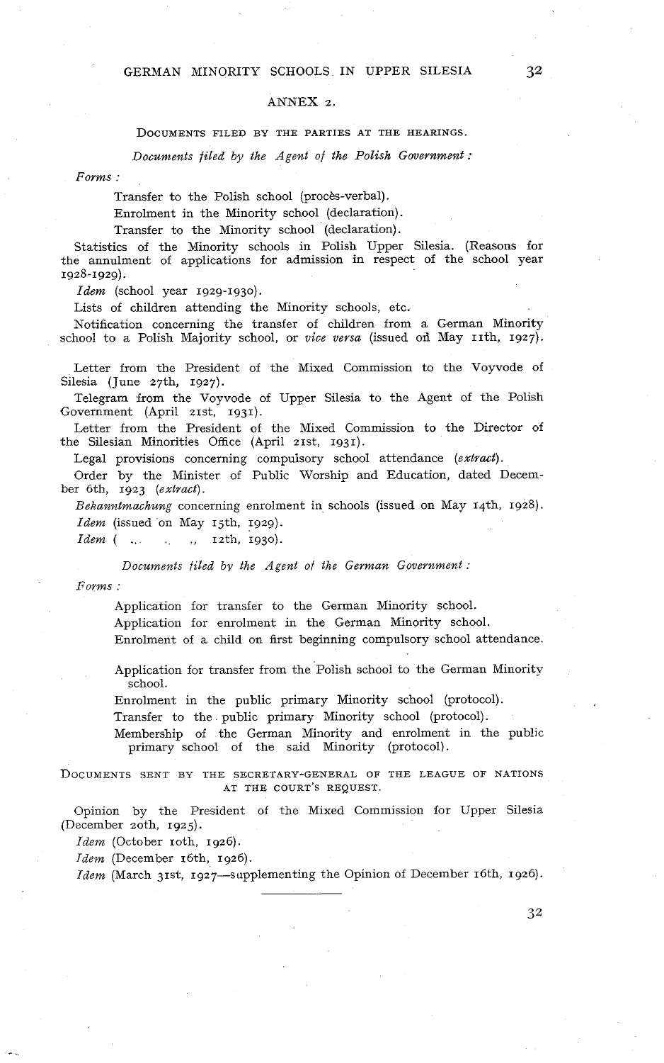## ANNEX 2.

### DOCUMENTS FILED BY THE PARTIES AT THE HEARINGS.

*Documents filed by the Agent of the Polish Government:*

*Forms:*

- Transfer to the Polish school (procès-verbal).
- Enrolment in the Minority school (declaration).
- Transfer to the Minority school (declaration).

Statistics of the Minority schools in Polish Upper Silesia. (Reasons for the annulment of applications for admission in respect of the school year 1928-1929).

*Idem* (school year 1929-1930).

Lists of children attending the Minority schools, etc.

Notification concerning the transfer of children from a German Minority school to a Polish Majority school, or *vice versa* (issued on May 11th, 1927).

Letter from the President of the Mixed Commission to the Voyvode of Silesia (June 27th, 1927).

Telegram from the Voyvode of Upper Silesia to the Agent of the Polish Government (April 21st, 1931).

Letter from the President of the Mixed Commission to the Director of the Silesian Minorities Office (April 21st, 1931).

Legal provisions concerning compulsory school attendance (*extract*).

Order by the Minister of Public Worship and Education, dated December 6th, 1923 (*extract*).

*Bekanntmachung* concerning enrolment in schools (issued on May 14th, 1928).

*Idem* (issued on May 15th, 1929).

*Idem* ( ,, ,, ,, 12th, 1930).

*Documents filed by the Agent of the German Government:*

*Forms:*

- Application for transfer to the German Minority school.
- Application for enrolment in the German Minority school.
- Enrolment of a child on first beginning compulsory school attendance.
- Application for transfer from the Polish school to the German Minority school.
- Enrolment in the public primary Minority school (protocol).
- Transfer to the public primary Minority school (protocol).
- Membership of the German Minority and enrolment in the public primary school of the said Minority (protocol).

### DOCUMENTS SENT BY THE SECRETARY-GENERAL OF THE LEAGUE OF NATIONS AT THE COURT'S REQUEST.

Opinion by the President of the Mixed Commission for Upper Silesia (December 20th, 1925).

*Idem* (October 10th, 1926).

*Idem* (December 16th, 1926).

*Idem* (March 31st, 1927—supplementing the Opinion of December 16th, 1926).